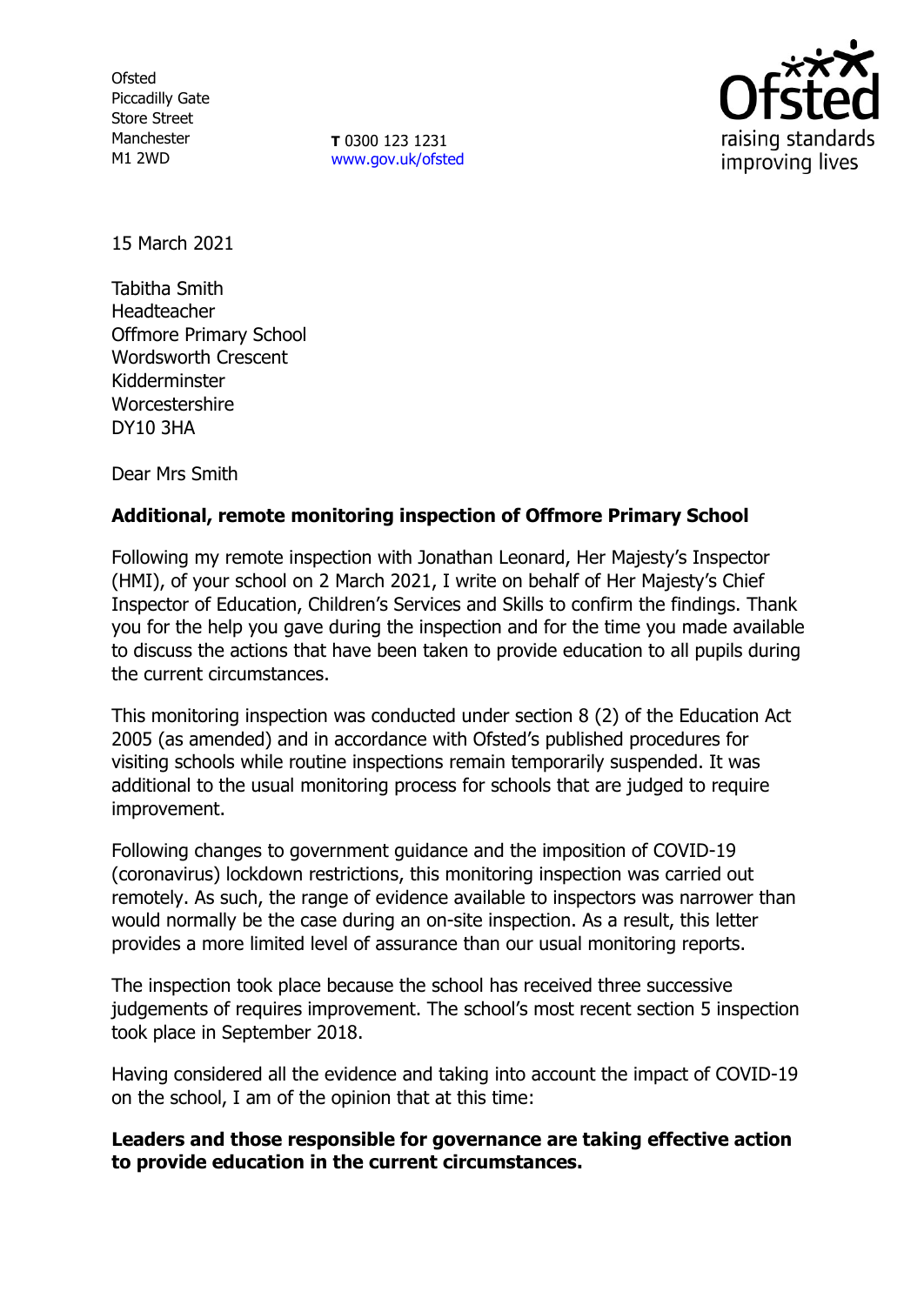Ofsted
Piccadilly Gate
Store Street
Manchester
M1 2WD

**T** 0300 123 1231
www.gov.uk/ofsted

15 March 2021

Tabitha Smith
Headteacher
Offmore Primary School
Wordsworth Crescent
Kidderminster
Worcestershire
DY10 3HA

Dear Mrs Smith

**Additional, remote monitoring inspection of Offmore Primary School**

Following my remote inspection with Jonathan Leonard, Her Majesty's Inspector (HMI), of your school on 2 March 2021, I write on behalf of Her Majesty's Chief Inspector of Education, Children's Services and Skills to confirm the findings. Thank you for the help you gave during the inspection and for the time you made available to discuss the actions that have been taken to provide education to all pupils during the current circumstances.

This monitoring inspection was conducted under section 8 (2) of the Education Act 2005 (as amended) and in accordance with Ofsted's published procedures for visiting schools while routine inspections remain temporarily suspended. It was additional to the usual monitoring process for schools that are judged to require improvement.

Following changes to government guidance and the imposition of COVID-19 (coronavirus) lockdown restrictions, this monitoring inspection was carried out remotely. As such, the range of evidence available to inspectors was narrower than would normally be the case during an on-site inspection. As a result, this letter provides a more limited level of assurance than our usual monitoring reports.

The inspection took place because the school has received three successive judgements of requires improvement. The school's most recent section 5 inspection took place in September 2018.

Having considered all the evidence and taking into account the impact of COVID-19 on the school, I am of the opinion that at this time:

**Leaders and those responsible for governance are taking effective action to provide education in the current circumstances.**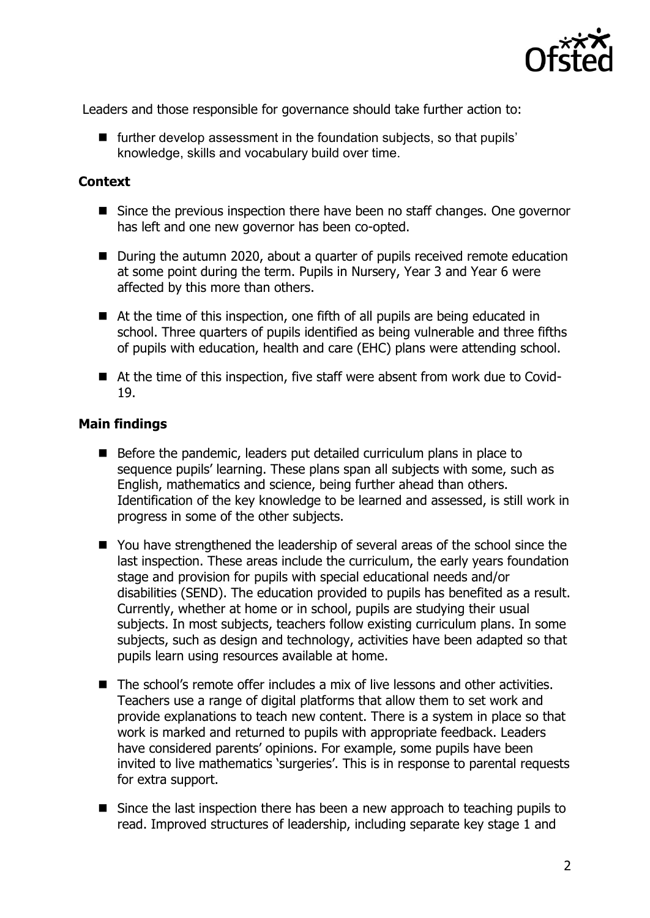Leaders and those responsible for governance should take further action to:

- further develop assessment in the foundation subjects, so that pupils' knowledge, skills and vocabulary build over time.

## Context

- Since the previous inspection there have been no staff changes. One governor has left and one new governor has been co-opted.
- During the autumn 2020, about a quarter of pupils received remote education at some point during the term. Pupils in Nursery, Year 3 and Year 6 were affected by this more than others.
- At the time of this inspection, one fifth of all pupils are being educated in school. Three quarters of pupils identified as being vulnerable and three fifths of pupils with education, health and care (EHC) plans were attending school.
- At the time of this inspection, five staff were absent from work due to Covid-19.

## Main findings

- Before the pandemic, leaders put detailed curriculum plans in place to sequence pupils' learning. These plans span all subjects with some, such as English, mathematics and science, being further ahead than others. Identification of the key knowledge to be learned and assessed, is still work in progress in some of the other subjects.
- You have strengthened the leadership of several areas of the school since the last inspection. These areas include the curriculum, the early years foundation stage and provision for pupils with special educational needs and/or disabilities (SEND). The education provided to pupils has benefited as a result. Currently, whether at home or in school, pupils are studying their usual subjects. In most subjects, teachers follow existing curriculum plans. In some subjects, such as design and technology, activities have been adapted so that pupils learn using resources available at home.
- The school's remote offer includes a mix of live lessons and other activities. Teachers use a range of digital platforms that allow them to set work and provide explanations to teach new content. There is a system in place so that work is marked and returned to pupils with appropriate feedback. Leaders have considered parents' opinions. For example, some pupils have been invited to live mathematics 'surgeries'. This is in response to parental requests for extra support.
- Since the last inspection there has been a new approach to teaching pupils to read. Improved structures of leadership, including separate key stage 1 and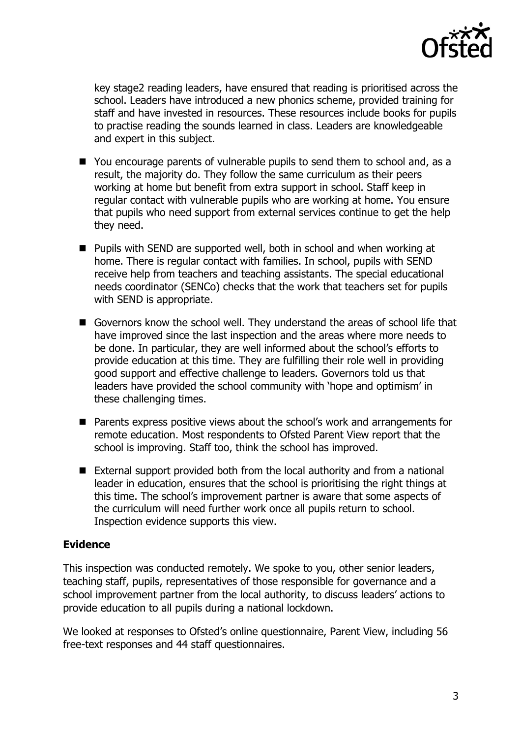key stage2 reading leaders, have ensured that reading is prioritised across the school. Leaders have introduced a new phonics scheme, provided training for staff and have invested in resources. These resources include books for pupils to practise reading the sounds learned in class. Leaders are knowledgeable and expert in this subject.

- You encourage parents of vulnerable pupils to send them to school and, as a result, the majority do. They follow the same curriculum as their peers working at home but benefit from extra support in school. Staff keep in regular contact with vulnerable pupils who are working at home. You ensure that pupils who need support from external services continue to get the help they need.
- Pupils with SEND are supported well, both in school and when working at home. There is regular contact with families. In school, pupils with SEND receive help from teachers and teaching assistants. The special educational needs coordinator (SENCo) checks that the work that teachers set for pupils with SEND is appropriate.
- Governors know the school well. They understand the areas of school life that have improved since the last inspection and the areas where more needs to be done. In particular, they are well informed about the school's efforts to provide education at this time. They are fulfilling their role well in providing good support and effective challenge to leaders. Governors told us that leaders have provided the school community with 'hope and optimism' in these challenging times.
- Parents express positive views about the school's work and arrangements for remote education. Most respondents to Ofsted Parent View report that the school is improving. Staff too, think the school has improved.
- External support provided both from the local authority and from a national leader in education, ensures that the school is prioritising the right things at this time. The school's improvement partner is aware that some aspects of the curriculum will need further work once all pupils return to school. Inspection evidence supports this view.

**Evidence**

This inspection was conducted remotely. We spoke to you, other senior leaders, teaching staff, pupils, representatives of those responsible for governance and a school improvement partner from the local authority, to discuss leaders' actions to provide education to all pupils during a national lockdown.

We looked at responses to Ofsted's online questionnaire, Parent View, including 56 free-text responses and 44 staff questionnaires.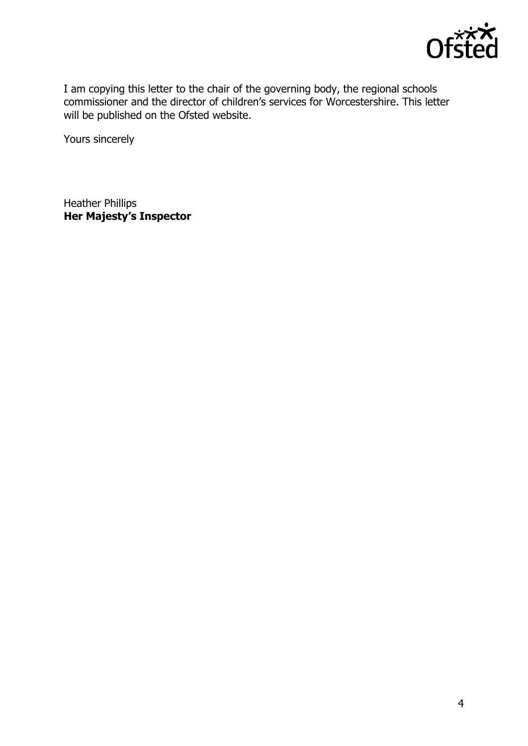I am copying this letter to the chair of the governing body, the regional schools commissioner and the director of children's services for Worcestershire. This letter will be published on the Ofsted website.

Yours sincerely

Heather Phillips
**Her Majesty's Inspector**